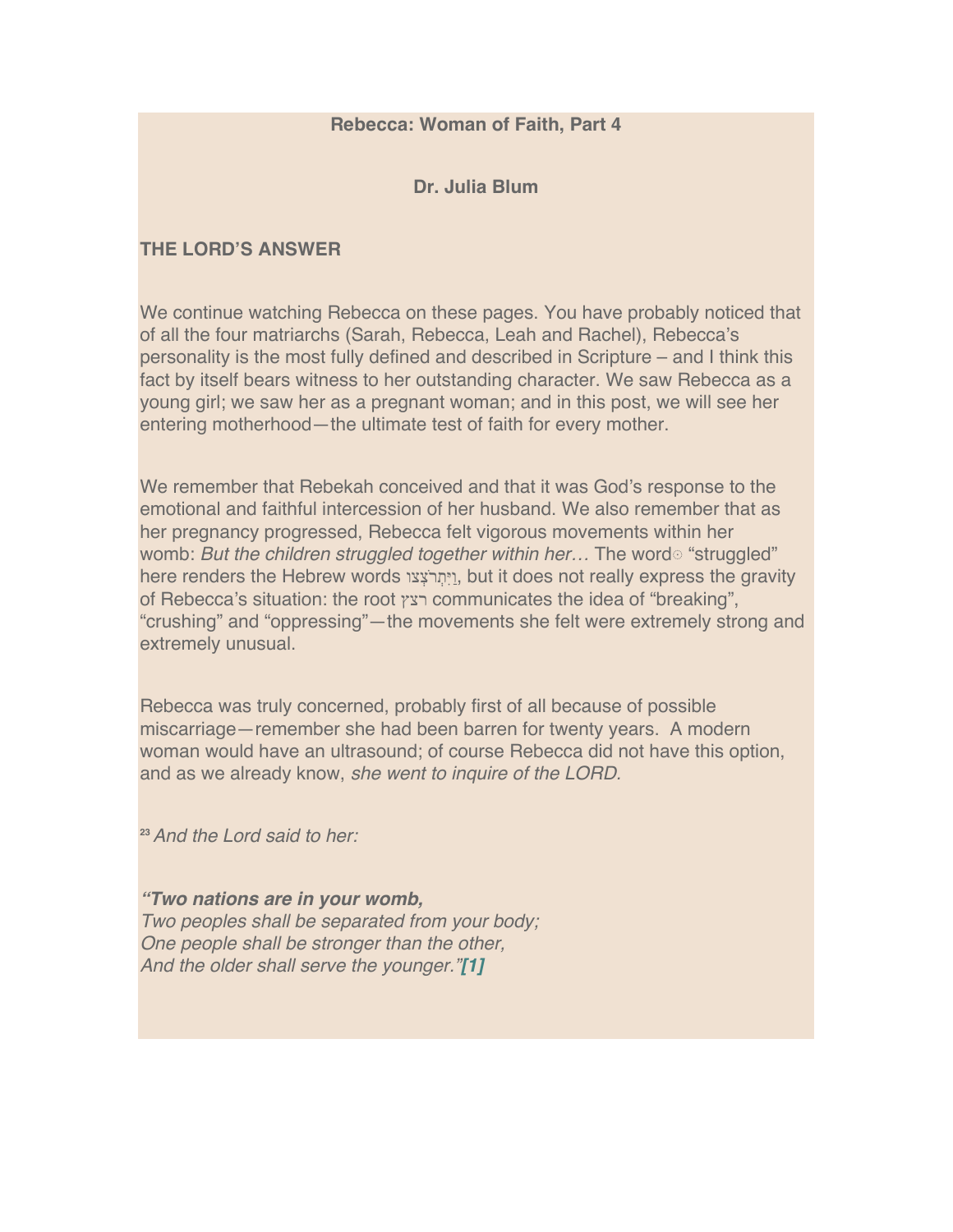**Rebecca: Woman of Faith, Part 4**

**Dr. Julia Blum**

**THE LORD'S ANSWER**

We continue watching Rebecca on these pages. You have probably noticed that of all the four matriarchs (Sarah, Rebecca, Leah and Rachel), Rebecca's personality is the most fully defined and described in Scripture – and I think this fact by itself bears witness to her outstanding character. We saw Rebecca as a young girl; we saw her as a pregnant woman; and in this post, we will see her entering motherhood—the ultimate test of faith for every mother.

We remember that Rebekah conceived and that it was God's response to the emotional and faithful intercession of her husband. We also remember that as her pregnancy progressed, Rebecca felt vigorous movements within her womb: *But the children struggled together within her…* The word "struggled" here renders the Hebrew words וַיִּתְרֹצְצוּ, but it does not really express the gravity of Rebecca's situation: the root רצץ communicates the idea of "breaking", "crushing" and "oppressing"—the movements she felt were extremely strong and extremely unusual.

Rebecca was truly concerned, probably first of all because of possible miscarriage—remember she had been barren for twenty years. A modern woman would have an ultrasound; of course Rebecca did not have this option, and as we already know, *she went to inquire of the LORD.*

[23] *And the Lord said to her:*

***"Two nations are in your womb,***
*Two peoples shall be separated from your body;*
*One people shall be stronger than the other,*
*And the older shall serve the younger."***[1]**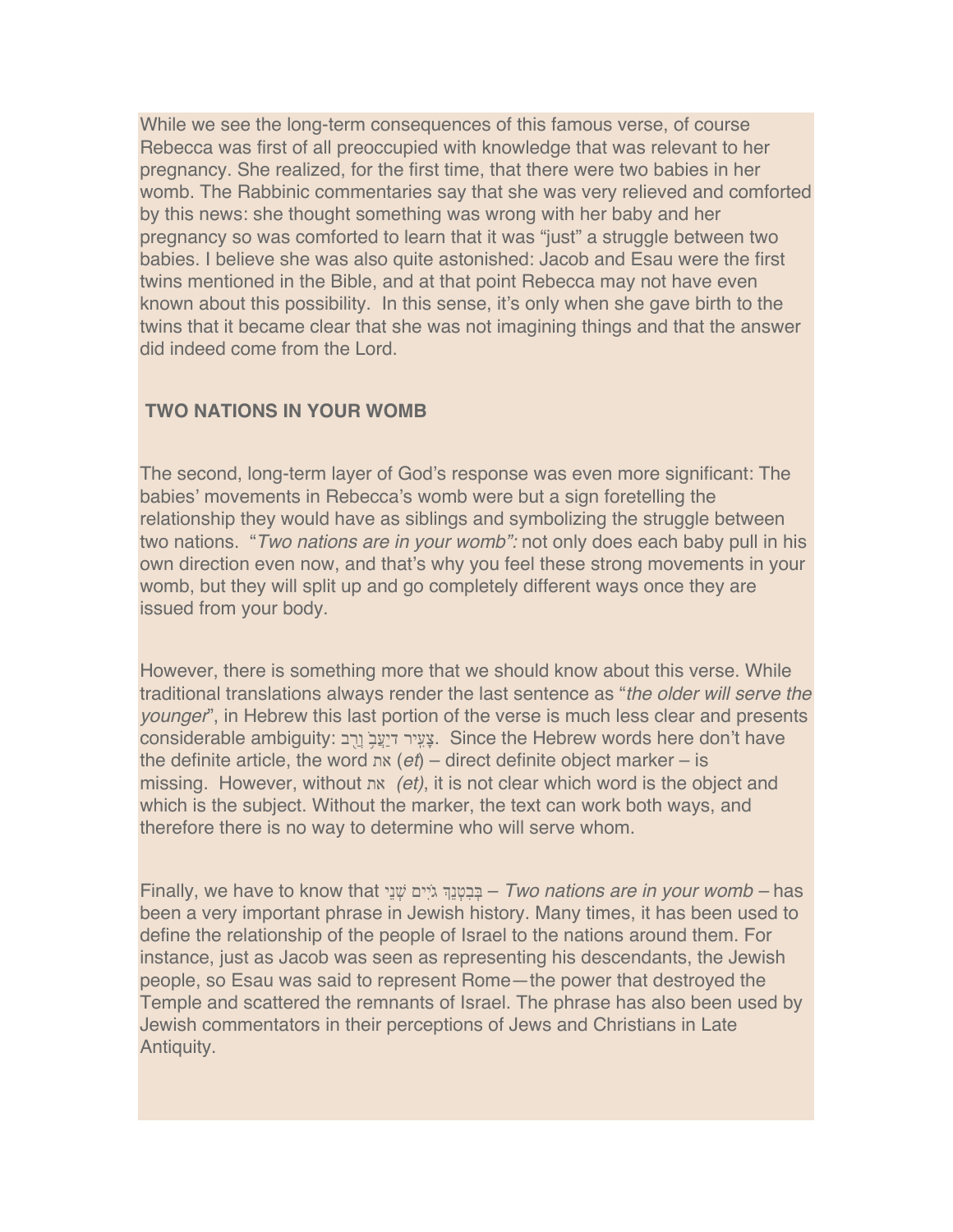While we see the long-term consequences of this famous verse, of course Rebecca was first of all preoccupied with knowledge that was relevant to her pregnancy. She realized, for the first time, that there were two babies in her womb. The Rabbinic commentaries say that she was very relieved and comforted by this news: she thought something was wrong with her baby and her pregnancy so was comforted to learn that it was "just" a struggle between two babies. I believe she was also quite astonished: Jacob and Esau were the first twins mentioned in the Bible, and at that point Rebecca may not have even known about this possibility. In this sense, it's only when she gave birth to the twins that it became clear that she was not imagining things and that the answer did indeed come from the Lord.

## TWO NATIONS IN YOUR WOMB

The second, long-term layer of God's response was even more significant: The babies' movements in Rebecca's womb were but a sign foretelling the relationship they would have as siblings and symbolizing the struggle between two nations. "*Two nations are in your womb":* not only does each baby pull in his own direction even now, and that's why you feel these strong movements in your womb, but they will split up and go completely different ways once they are issued from your body.

However, there is something more that we should know about this verse. While traditional translations always render the last sentence as "*the older will serve the younger*", in Hebrew this last portion of the verse is much less clear and presents considerable ambiguity: וְרַב יַעֲבֹד צָעִיר. Since the Hebrew words here don't have the definite article, the word את (*et*) – direct definite object marker – is missing. However, without את *(et)*, it is not clear which word is the object and which is the subject. Without the marker, the text can work both ways, and therefore there is no way to determine who will serve whom.

Finally, we have to know that שְׁנֵי גֹיִים בְּבִטְנֵךְ – *Two nations are in your womb* – has been a very important phrase in Jewish history. Many times, it has been used to define the relationship of the people of Israel to the nations around them. For instance, just as Jacob was seen as representing his descendants, the Jewish people, so Esau was said to represent Rome—the power that destroyed the Temple and scattered the remnants of Israel. The phrase has also been used by Jewish commentators in their perceptions of Jews and Christians in Late Antiquity.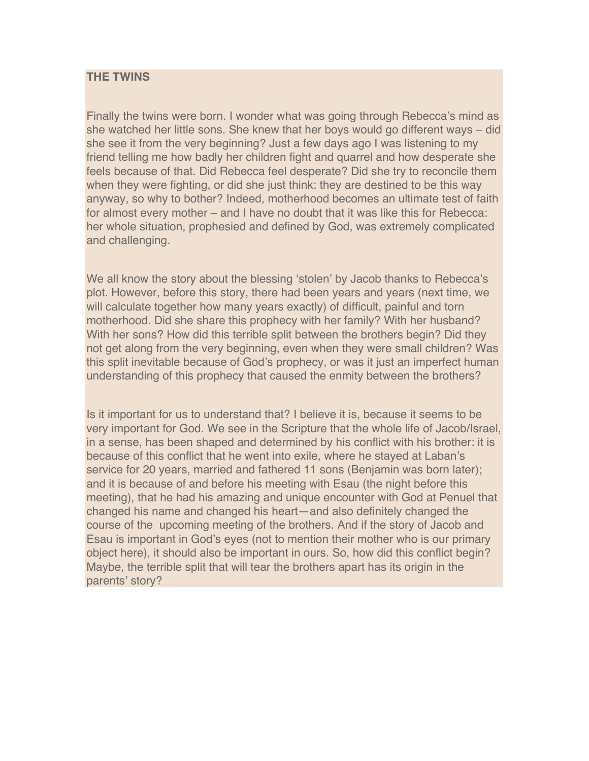**THE TWINS**

Finally the twins were born. I wonder what was going through Rebecca's mind as she watched her little sons. She knew that her boys would go different ways – did she see it from the very beginning? Just a few days ago I was listening to my friend telling me how badly her children fight and quarrel and how desperate she feels because of that. Did Rebecca feel desperate? Did she try to reconcile them when they were fighting, or did she just think: they are destined to be this way anyway, so why to bother? Indeed, motherhood becomes an ultimate test of faith for almost every mother – and I have no doubt that it was like this for Rebecca: her whole situation, prophesied and defined by God, was extremely complicated and challenging.

We all know the story about the blessing 'stolen' by Jacob thanks to Rebecca's plot. However, before this story, there had been years and years (next time, we will calculate together how many years exactly) of difficult, painful and torn motherhood. Did she share this prophecy with her family? With her husband? With her sons? How did this terrible split between the brothers begin? Did they not get along from the very beginning, even when they were small children? Was this split inevitable because of God's prophecy, or was it just an imperfect human understanding of this prophecy that caused the enmity between the brothers?

Is it important for us to understand that? I believe it is, because it seems to be very important for God. We see in the Scripture that the whole life of Jacob/Israel, in a sense, has been shaped and determined by his conflict with his brother: it is because of this conflict that he went into exile, where he stayed at Laban's service for 20 years, married and fathered 11 sons (Benjamin was born later); and it is because of and before his meeting with Esau (the night before this meeting), that he had his amazing and unique encounter with God at Penuel that changed his name and changed his heart—and also definitely changed the course of the upcoming meeting of the brothers. And if the story of Jacob and Esau is important in God's eyes (not to mention their mother who is our primary object here), it should also be important in ours. So, how did this conflict begin? Maybe, the terrible split that will tear the brothers apart has its origin in the parents' story?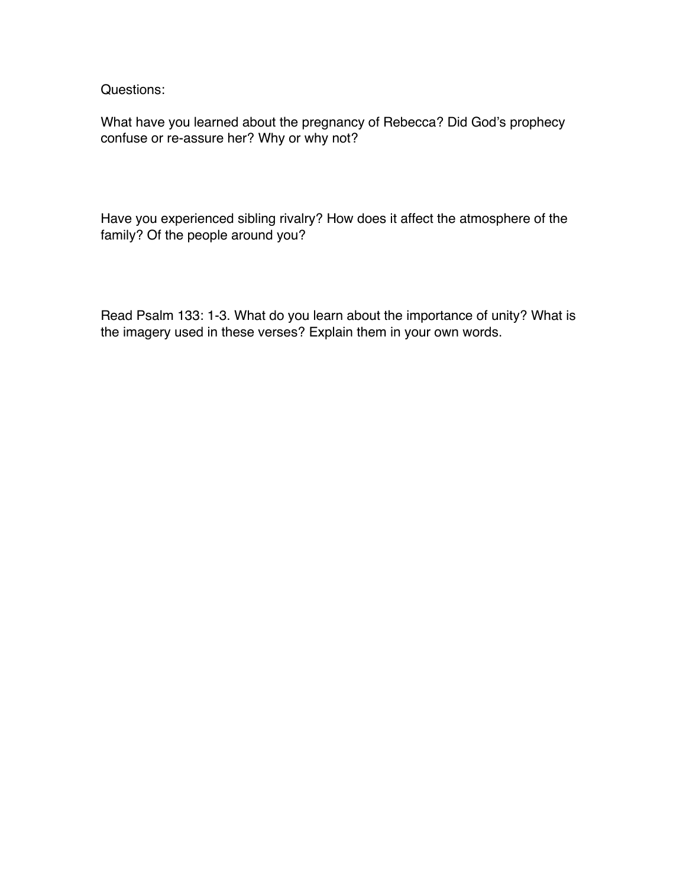Questions:

What have you learned about the pregnancy of Rebecca? Did God's prophecy confuse or re-assure her? Why or why not?

Have you experienced sibling rivalry? How does it affect the atmosphere of the family? Of the people around you?

Read Psalm 133: 1-3. What do you learn about the importance of unity? What is the imagery used in these verses? Explain them in your own words.